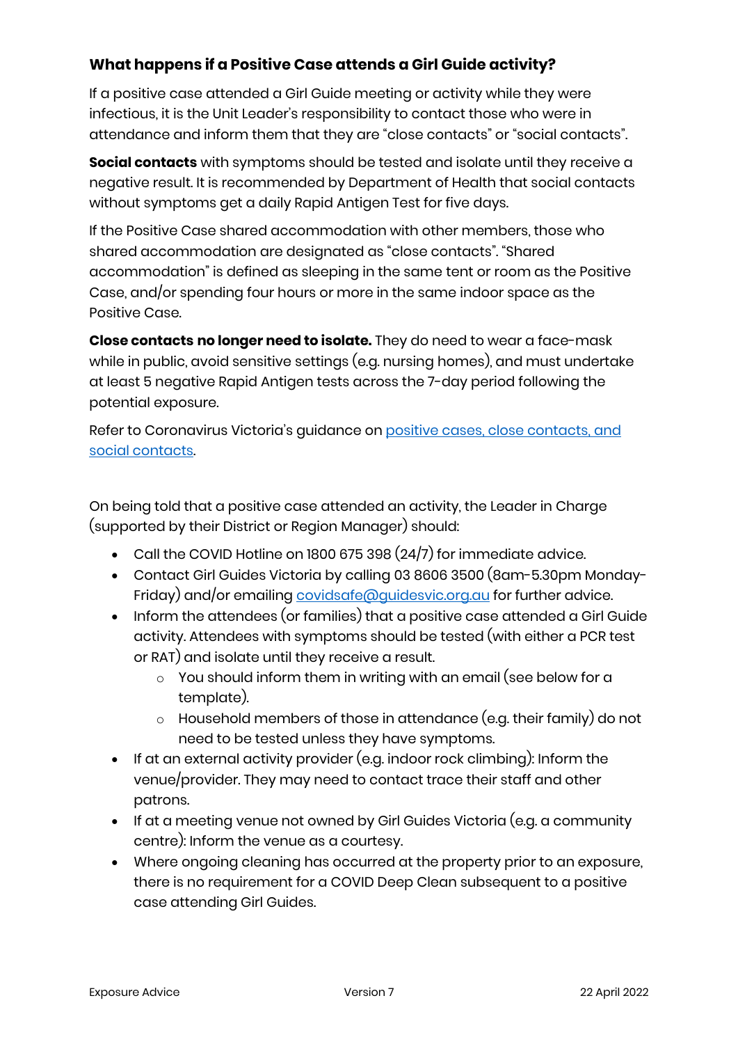### What happens if a Positive Case attends a Girl Guide activity?

If a positive case attended a Girl Guide meeting or activity while they were infectious, it is the Unit Leader's responsibility to contact those who were in attendance and inform them that they are "close contacts" or "social contacts".

**Social contacts** with symptoms should be tested and isolate until they receive a negative result. It is recommended by Department of Health that social contacts without symptoms get a daily Rapid Antigen Test for five days.

If the Positive Case shared accommodation with other members, those who shared accommodation are designated as "close contacts". "Shared accommodation" is defined as sleeping in the same tent or room as the Positive Case, and/or spending four hours or more in the same indoor space as the Positive Case.

**Close contacts no longer need to isolate.** They do need to wear a face-mask while in public, avoid sensitive settings (e.g. nursing homes), and must undertake at least 5 negative Rapid Antigen tests across the 7-day period following the potential exposure.

Refer to Coronavirus Victoria's guidance on [positive cases, close contacts, and social contacts](#).

On being told that a positive case attended an activity, the Leader in Charge (supported by their District or Region Manager) should:

- Call the COVID Hotline on 1800 675 398 (24/7) for immediate advice.
- Contact Girl Guides Victoria by calling 03 8606 3500 (8am-5.30pm Monday-Friday) and/or emailing [covidsafe@guidesvic.org.au](mailto:covidsafe@guidesvic.org.au) for further advice.
- Inform the attendees (or families) that a positive case attended a Girl Guide activity. Attendees with symptoms should be tested (with either a PCR test or RAT) and isolate until they receive a result.
  - You should inform them in writing with an email (see below for a template).
  - Household members of those in attendance (e.g. their family) do not need to be tested unless they have symptoms.
- If at an external activity provider (e.g. indoor rock climbing): Inform the venue/provider. They may need to contact trace their staff and other patrons.
- If at a meeting venue not owned by Girl Guides Victoria (e.g. a community centre): Inform the venue as a courtesy.
- Where ongoing cleaning has occurred at the property prior to an exposure, there is no requirement for a COVID Deep Clean subsequent to a positive case attending Girl Guides.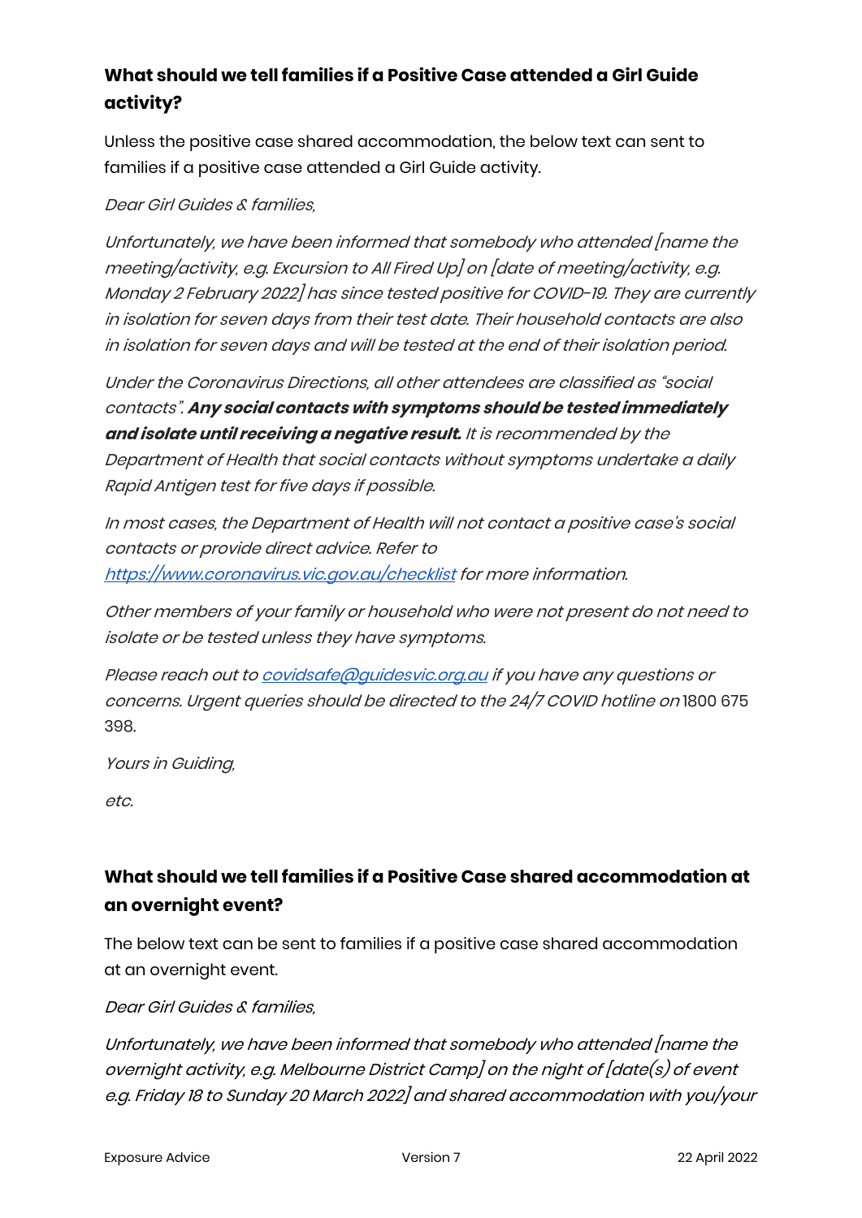### What should we tell families if a Positive Case attended a Girl Guide activity?

Unless the positive case shared accommodation, the below text can sent to families if a positive case attended a Girl Guide activity.

*Dear Girl Guides & families,*

*Unfortunately, we have been informed that somebody who attended [name the meeting/activity, e.g. Excursion to All Fired Up] on [date of meeting/activity, e.g. Monday 2 February 2022] has since tested positive for COVID-19. They are currently in isolation for seven days from their test date. Their household contacts are also in isolation for seven days and will be tested at the end of their isolation period.*

*Under the Coronavirus Directions, all other attendees are classified as "social contacts". **Any social contacts with symptoms should be tested immediately and isolate until receiving a negative result.** It is recommended by the Department of Health that social contacts without symptoms undertake a daily Rapid Antigen test for five days if possible.*

*In most cases, the Department of Health will not contact a positive case's social contacts or provide direct advice. Refer to [https://www.coronavirus.vic.gov.au/checklist](https://www.coronavirus.vic.gov.au/checklist) for more information.*

*Other members of your family or household who were not present do not need to isolate or be tested unless they have symptoms.*

*Please reach out to [covidsafe@guidesvic.org.au](mailto:covidsafe@guidesvic.org.au) if you have any questions or concerns. Urgent queries should be directed to the 24/7 COVID hotline on* 1800 675 398.

*Yours in Guiding,*

*etc.*

### What should we tell families if a Positive Case shared accommodation at an overnight event?

The below text can be sent to families if a positive case shared accommodation at an overnight event.

*Dear Girl Guides & families,*

*Unfortunately, we have been informed that somebody who attended [name the overnight activity, e.g. Melbourne District Camp] on the night of [date(s) of event e.g. Friday 18 to Sunday 20 March 2022] and shared accommodation with you/your*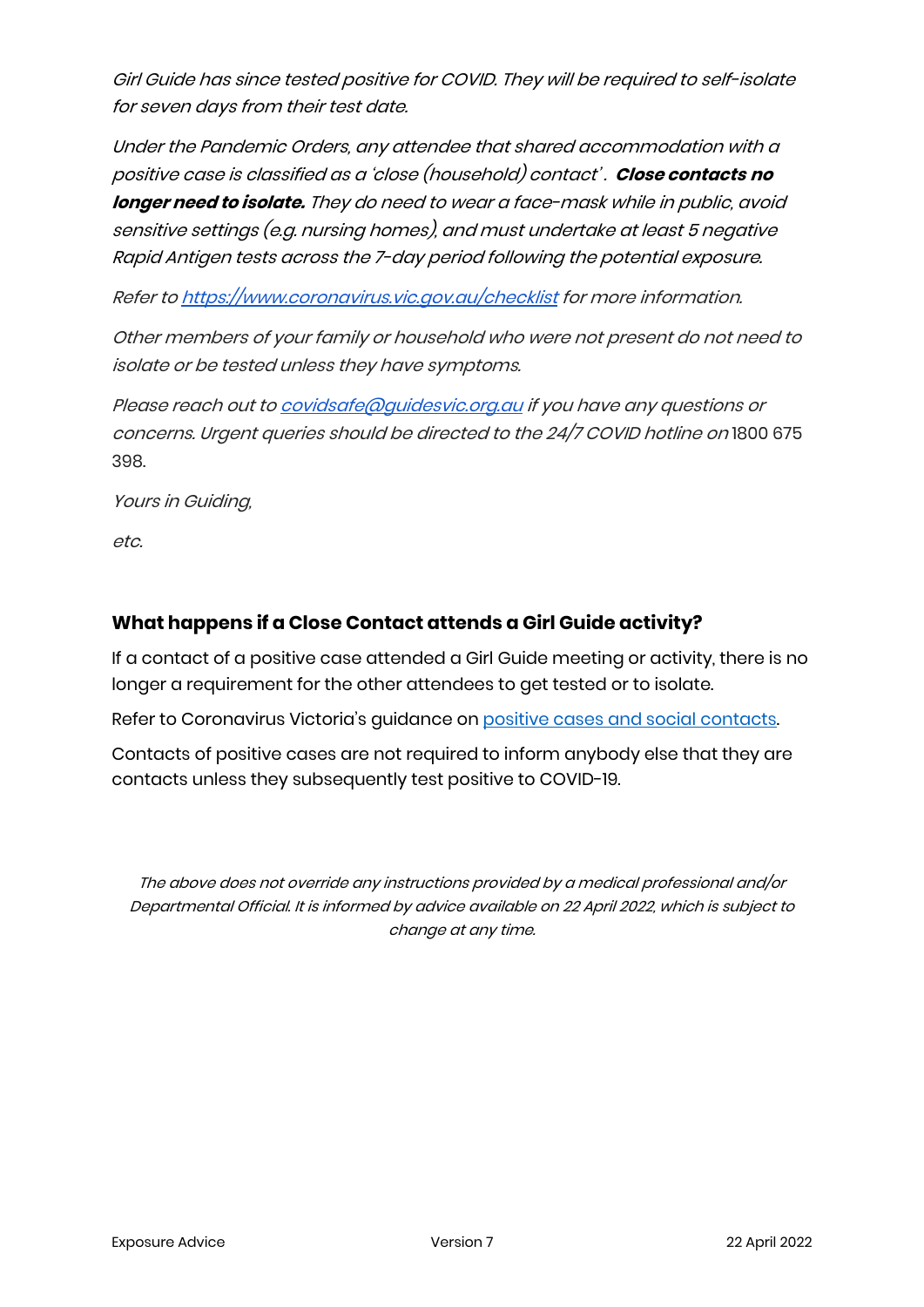*Girl Guide has since tested positive for COVID. They will be required to self-isolate for seven days from their test date.*

*Under the Pandemic Orders, any attendee that shared accommodation with a positive case is classified as a 'close (household) contact'.* ***Close contacts no longer need to isolate.*** *They do need to wear a face-mask while in public, avoid sensitive settings (e.g. nursing homes), and must undertake at least 5 negative Rapid Antigen tests across the 7-day period following the potential exposure.*

*Refer to [https://www.coronavirus.vic.gov.au/checklist](https://www.coronavirus.vic.gov.au/checklist) for more information.*

*Other members of your family or household who were not present do not need to isolate or be tested unless they have symptoms.*

*Please reach out to [covidsafe@guidesvic.org.au](mailto:covidsafe@guidesvic.org.au) if you have any questions or concerns. Urgent queries should be directed to the 24/7 COVID hotline on* 1800 675 398.

*Yours in Guiding,*

*etc.*

### What happens if a Close Contact attends a Girl Guide activity?

If a contact of a positive case attended a Girl Guide meeting or activity, there is no longer a requirement for the other attendees to get tested or to isolate.

Refer to Coronavirus Victoria's guidance on positive cases and social contacts.

Contacts of positive cases are not required to inform anybody else that they are contacts unless they subsequently test positive to COVID-19.

*The above does not override any instructions provided by a medical professional and/or Departmental Official. It is informed by advice available on 22 April 2022, which is subject to change at any time.*